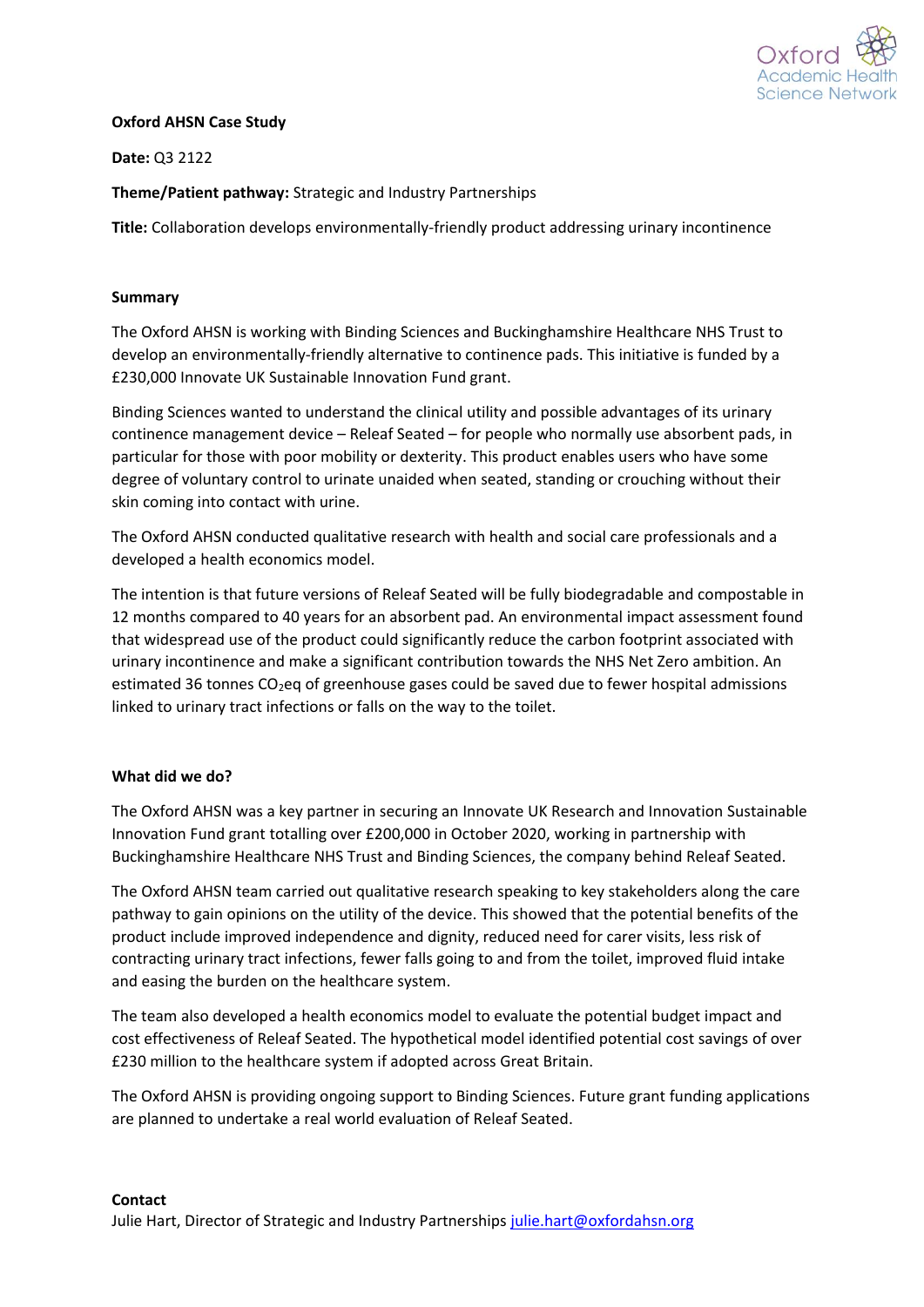**Oxford AHSN Case Study**

**Date:** Q3 2122

**Theme/Patient pathway:** Strategic and Industry Partnerships

**Title:** Collaboration develops environmentally-friendly product addressing urinary incontinence

## Summary

The Oxford AHSN is working with Binding Sciences and Buckinghamshire Healthcare NHS Trust to develop an environmentally-friendly alternative to continence pads. This initiative is funded by a £230,000 Innovate UK Sustainable Innovation Fund grant.

Binding Sciences wanted to understand the clinical utility and possible advantages of its urinary continence management device – Releaf Seated – for people who normally use absorbent pads, in particular for those with poor mobility or dexterity. This product enables users who have some degree of voluntary control to urinate unaided when seated, standing or crouching without their skin coming into contact with urine.

The Oxford AHSN conducted qualitative research with health and social care professionals and a developed a health economics model.

The intention is that future versions of Releaf Seated will be fully biodegradable and compostable in 12 months compared to 40 years for an absorbent pad. An environmental impact assessment found that widespread use of the product could significantly reduce the carbon footprint associated with urinary incontinence and make a significant contribution towards the NHS Net Zero ambition. An estimated 36 tonnes $CO_2$eq of greenhouse gases could be saved due to fewer hospital admissions linked to urinary tract infections or falls on the way to the toilet.

## What did we do?

The Oxford AHSN was a key partner in securing an Innovate UK Research and Innovation Sustainable Innovation Fund grant totalling over £200,000 in October 2020, working in partnership with Buckinghamshire Healthcare NHS Trust and Binding Sciences, the company behind Releaf Seated.

The Oxford AHSN team carried out qualitative research speaking to key stakeholders along the care pathway to gain opinions on the utility of the device. This showed that the potential benefits of the product include improved independence and dignity, reduced need for carer visits, less risk of contracting urinary tract infections, fewer falls going to and from the toilet, improved fluid intake and easing the burden on the healthcare system.

The team also developed a health economics model to evaluate the potential budget impact and cost effectiveness of Releaf Seated. The hypothetical model identified potential cost savings of over £230 million to the healthcare system if adopted across Great Britain.

The Oxford AHSN is providing ongoing support to Binding Sciences. Future grant funding applications are planned to undertake a real world evaluation of Releaf Seated.

**Contact**

Julie Hart, Director of Strategic and Industry Partnerships julie.hart@oxfordahsn.org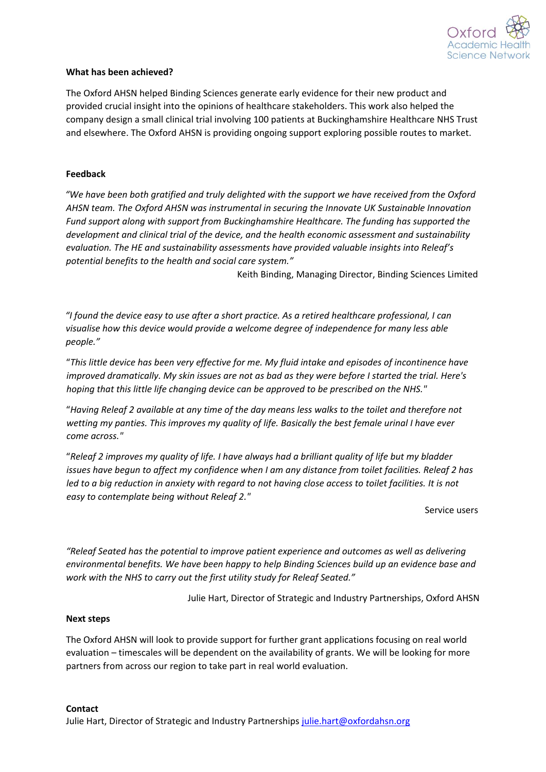**What has been achieved?**

The Oxford AHSN helped Binding Sciences generate early evidence for their new product and provided crucial insight into the opinions of healthcare stakeholders. This work also helped the company design a small clinical trial involving 100 patients at Buckinghamshire Healthcare NHS Trust and elsewhere. The Oxford AHSN is providing ongoing support exploring possible routes to market.

**Feedback**

*"We have been both gratified and truly delighted with the support we have received from the Oxford AHSN team. The Oxford AHSN was instrumental in securing the Innovate UK Sustainable Innovation Fund support along with support from Buckinghamshire Healthcare. The funding has supported the development and clinical trial of the device, and the health economic assessment and sustainability evaluation. The HE and sustainability assessments have provided valuable insights into Releaf's potential benefits to the health and social care system."*

Keith Binding, Managing Director, Binding Sciences Limited

*"I found the device easy to use after a short practice. As a retired healthcare professional, I can visualise how this device would provide a welcome degree of independence for many less able people."*

"*This little device has been very effective for me. My fluid intake and episodes of incontinence have improved dramatically. My skin issues are not as bad as they were before I started the trial. Here's hoping that this little life changing device can be approved to be prescribed on the NHS."*

"*Having Releaf 2 available at any time of the day means less walks to the toilet and therefore not wetting my panties. This improves my quality of life. Basically the best female urinal I have ever come across."*

"*Releaf 2 improves my quality of life. I have always had a brilliant quality of life but my bladder issues have begun to affect my confidence when I am any distance from toilet facilities. Releaf 2 has led to a big reduction in anxiety with regard to not having close access to toilet facilities. It is not easy to contemplate being without Releaf 2."*

Service users

*"Releaf Seated has the potential to improve patient experience and outcomes as well as delivering environmental benefits. We have been happy to help Binding Sciences build up an evidence base and work with the NHS to carry out the first utility study for Releaf Seated."*

Julie Hart, Director of Strategic and Industry Partnerships, Oxford AHSN

**Next steps**

The Oxford AHSN will look to provide support for further grant applications focusing on real world evaluation – timescales will be dependent on the availability of grants. We will be looking for more partners from across our region to take part in real world evaluation.

**Contact**

Julie Hart, Director of Strategic and Industry Partnerships julie.hart@oxfordahsn.org